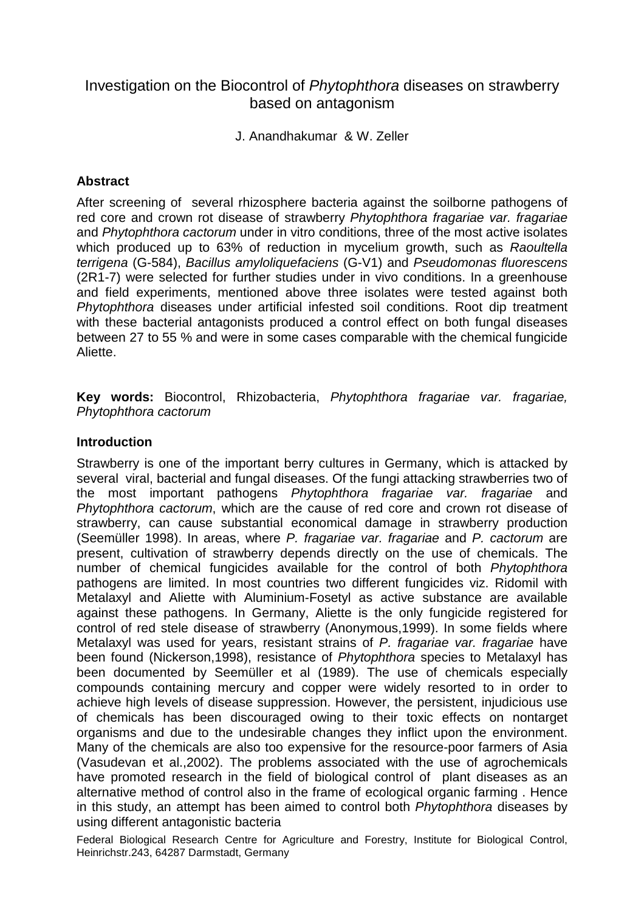# Investigation on the Biocontrol of *Phytophthora* diseases on strawberry based on antagonism

J. Anandhakumar & W. Zeller

## Abstract

After screening of several rhizosphere bacteria against the soilborne pathogens of red core and crown rot disease of strawberry *Phytophthora fragariae var. fragariae* and *Phytophthora cactorum* under in vitro conditions, three of the most active isolates which produced up to 63% of reduction in mycelium growth, such as *Raoultella terrigena* (G-584), *Bacillus amyloliquefaciens* (G-V1) and *Pseudomonas fluorescens* (2R1-7) were selected for further studies under in vivo conditions. In a greenhouse and field experiments, mentioned above three isolates were tested against both *Phytophthora* diseases under artificial infested soil conditions. Root dip treatment with these bacterial antagonists produced a control effect on both fungal diseases between 27 to 55 % and were in some cases comparable with the chemical fungicide Aliette.

**Key words:** Biocontrol, Rhizobacteria, *Phytophthora fragariae var. fragariae, Phytophthora cactorum*

## Introduction

Strawberry is one of the important berry cultures in Germany, which is attacked by several viral, bacterial and fungal diseases. Of the fungi attacking strawberries two of the most important pathogens *Phytophthora fragariae var. fragariae* and *Phytophthora cactorum*, which are the cause of red core and crown rot disease of strawberry, can cause substantial economical damage in strawberry production (Seemüller 1998). In areas, where *P. fragariae var. fragariae* and *P. cactorum* are present, cultivation of strawberry depends directly on the use of chemicals. The number of chemical fungicides available for the control of both *Phytophthora* pathogens are limited. In most countries two different fungicides viz. Ridomil with Metalaxyl and Aliette with Aluminium-Fosetyl as active substance are available against these pathogens. In Germany, Aliette is the only fungicide registered for control of red stele disease of strawberry (Anonymous,1999). In some fields where Metalaxyl was used for years, resistant strains of *P. fragariae var. fragariae* have been found (Nickerson,1998), resistance of *Phytophthora* species to Metalaxyl has been documented by Seemüller et al (1989). The use of chemicals especially compounds containing mercury and copper were widely resorted to in order to achieve high levels of disease suppression. However, the persistent, injudicious use of chemicals has been discouraged owing to their toxic effects on nontarget organisms and due to the undesirable changes they inflict upon the environment. Many of the chemicals are also too expensive for the resource-poor farmers of Asia (Vasudevan et al.,2002). The problems associated with the use of agrochemicals have promoted research in the field of biological control of plant diseases as an alternative method of control also in the frame of ecological organic farming . Hence in this study, an attempt has been aimed to control both *Phytophthora* diseases by using different antagonistic bacteria

Federal Biological Research Centre for Agriculture and Forestry, Institute for Biological Control, Heinrichstr.243, 64287 Darmstadt, Germany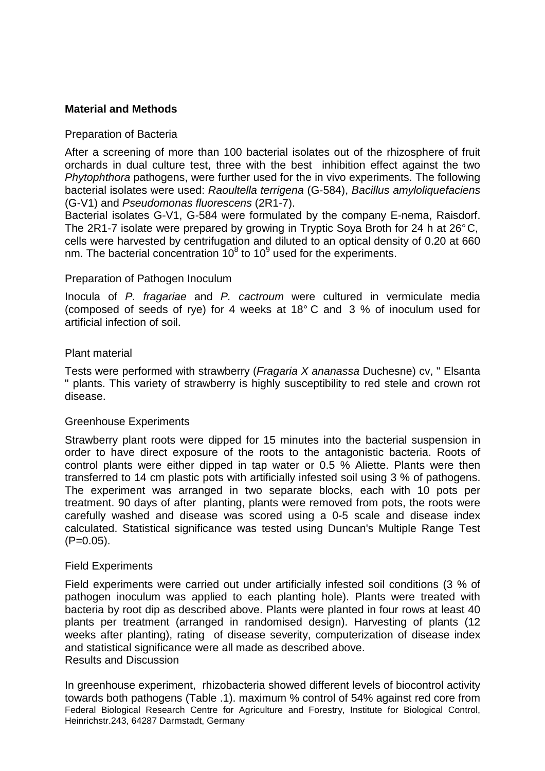## Material and Methods

### Preparation of Bacteria

After a screening of more than 100 bacterial isolates out of the rhizosphere of fruit orchards in dual culture test, three with the best inhibition effect against the two *Phytophthora* pathogens, were further used for the in vivo experiments. The following bacterial isolates were used: *Raoultella terrigena* (G-584), *Bacillus amyloliquefaciens* (G-V1) and *Pseudomonas fluorescens* (2R1-7).

Bacterial isolates G-V1, G-584 were formulated by the company E-nema, Raisdorf. The 2R1-7 isolate were prepared by growing in Tryptic Soya Broth for 24 h at 26° C, cells were harvested by centrifugation and diluted to an optical density of 0.20 at 660 nm. The bacterial concentration $10^8$ to $10^9$ used for the experiments.

### Preparation of Pathogen Inoculum

Inocula of *P. fragariae* and *P. cactroum* were cultured in vermiculate media (composed of seeds of rye) for 4 weeks at 18° C and 3 % of inoculum used for artificial infection of soil.

### Plant material

Tests were performed with strawberry (*Fragaria X ananassa* Duchesne) cv, " Elsanta " plants. This variety of strawberry is highly susceptibility to red stele and crown rot disease.

### Greenhouse Experiments

Strawberry plant roots were dipped for 15 minutes into the bacterial suspension in order to have direct exposure of the roots to the antagonistic bacteria. Roots of control plants were either dipped in tap water or 0.5 % Aliette. Plants were then transferred to 14 cm plastic pots with artificially infested soil using 3 % of pathogens. The experiment was arranged in two separate blocks, each with 10 pots per treatment. 90 days of after planting, plants were removed from pots, the roots were carefully washed and disease was scored using a 0-5 scale and disease index calculated. Statistical significance was tested using Duncan's Multiple Range Test (P=0.05).

### Field Experiments

Field experiments were carried out under artificially infested soil conditions (3 % of pathogen inoculum was applied to each planting hole). Plants were treated with bacteria by root dip as described above. Plants were planted in four rows at least 40 plants per treatment (arranged in randomised design). Harvesting of plants (12 weeks after planting), rating of disease severity, computerization of disease index and statistical significance were all made as described above.

## Results and Discussion

In greenhouse experiment, rhizobacteria showed different levels of biocontrol activity towards both pathogens (Table .1). maximum % control of 54% against red core from

Federal Biological Research Centre for Agriculture and Forestry, Institute for Biological Control, Heinrichstr.243, 64287 Darmstadt, Germany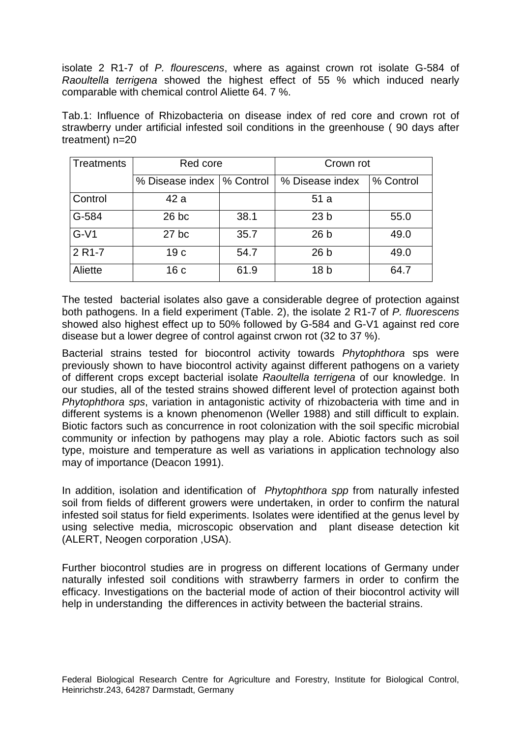isolate 2 R1-7 of *P. flourescens*, where as against crown rot isolate G-584 of *Raoultella terrigena* showed the highest effect of 55 % which induced nearly comparable with chemical control Aliette 64. 7 %.

Tab.1: Influence of Rhizobacteria on disease index of red core and crown rot of strawberry under artificial infested soil conditions in the greenhouse ( 90 days after treatment) n=20

| Treatments | Red core | | Crown rot | |
|---|---|---|---|---|
| | % Disease index | % Control | % Disease index | % Control |
| Control | 42 a | | 51 a | |
| G-584 | 26 bc | 38.1 | 23 b | 55.0 |
| G-V1 | 27 bc | 35.7 | 26 b | 49.0 |
| 2 R1-7 | 19 c | 54.7 | 26 b | 49.0 |
| Aliette | 16 c | 61.9 | 18 b | 64.7 |

The tested bacterial isolates also gave a considerable degree of protection against both pathogens. In a field experiment (Table. 2), the isolate 2 R1-7 of *P. fluorescens* showed also highest effect up to 50% followed by G-584 and G-V1 against red core disease but a lower degree of control against crwon rot (32 to 37 %).

Bacterial strains tested for biocontrol activity towards *Phytophthora* sps were previously shown to have biocontrol activity against different pathogens on a variety of different crops except bacterial isolate *Raoultella terrigena* of our knowledge. In our studies, all of the tested strains showed different level of protection against both *Phytophthora sps*, variation in antagonistic activity of rhizobacteria with time and in different systems is a known phenomenon (Weller 1988) and still difficult to explain. Biotic factors such as concurrence in root colonization with the soil specific microbial community or infection by pathogens may play a role. Abiotic factors such as soil type, moisture and temperature as well as variations in application technology also may of importance (Deacon 1991).

In addition, isolation and identification of *Phytophthora spp* from naturally infested soil from fields of different growers were undertaken, in order to confirm the natural infested soil status for field experiments. Isolates were identified at the genus level by using selective media, microscopic observation and plant disease detection kit (ALERT, Neogen corporation ,USA).

Further biocontrol studies are in progress on different locations of Germany under naturally infested soil conditions with strawberry farmers in order to confirm the efficacy. Investigations on the bacterial mode of action of their biocontrol activity will help in understanding the differences in activity between the bacterial strains.

Federal Biological Research Centre for Agriculture and Forestry, Institute for Biological Control, Heinrichstr.243, 64287 Darmstadt, Germany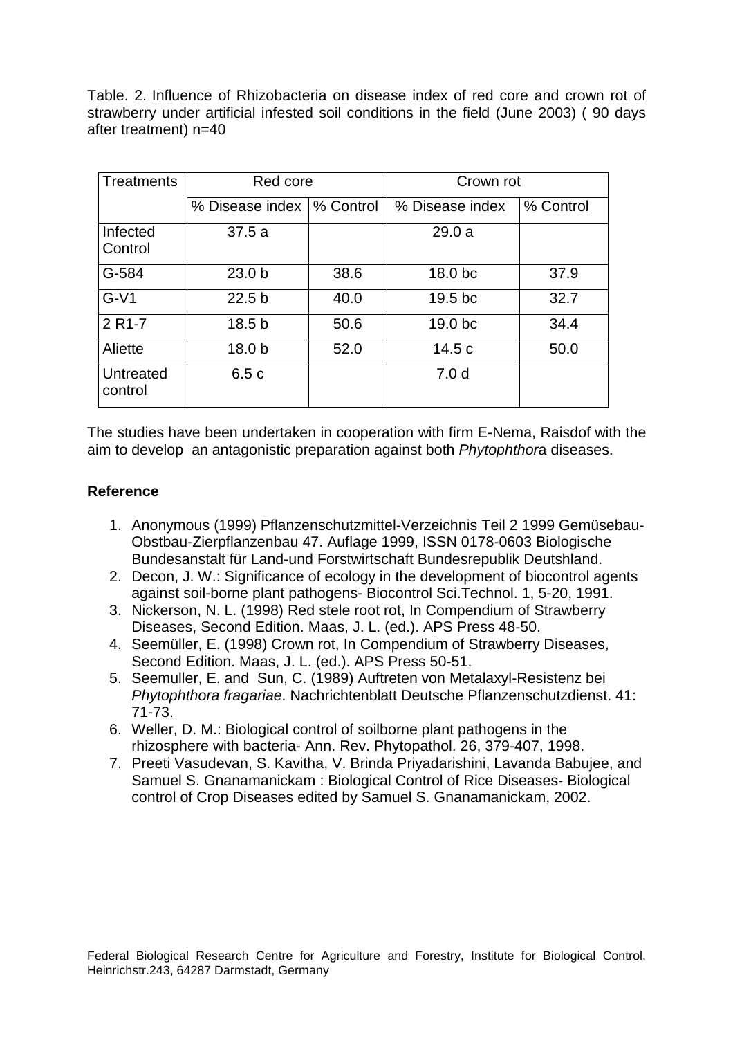Table. 2. Influence of Rhizobacteria on disease index of red core and crown rot of strawberry under artificial infested soil conditions in the field (June 2003) ( 90 days after treatment) n=40

| Treatments | Red core | | Crown rot | |
|---|---|---|---|---|
| | % Disease index | % Control | % Disease index | % Control |
| Infected Control | 37.5 a | | 29.0 a | |
| G-584 | 23.0 b | 38.6 | 18.0 bc | 37.9 |
| G-V1 | 22.5 b | 40.0 | 19.5 bc | 32.7 |
| 2 R1-7 | 18.5 b | 50.6 | 19.0 bc | 34.4 |
| Aliette | 18.0 b | 52.0 | 14.5 c | 50.0 |
| Untreated control | 6.5 c | | 7.0 d | |

The studies have been undertaken in cooperation with firm E-Nema, Raisdof with the aim to develop an antagonistic preparation against both *Phytophthor*a diseases.

## Reference

1. Anonymous (1999) Pflanzenschutzmittel-Verzeichnis Teil 2 1999 Gemüsebau-Obstbau-Zierpflanzenbau 47. Auflage 1999, ISSN 0178-0603 Biologische Bundesanstalt für Land-und Forstwirtschaft Bundesrepublik Deutshland.
2. Decon, J. W.: Significance of ecology in the development of biocontrol agents against soil-borne plant pathogens- Biocontrol Sci.Technol. 1, 5-20, 1991.
3. Nickerson, N. L. (1998) Red stele root rot, In Compendium of Strawberry Diseases, Second Edition. Maas, J. L. (ed.). APS Press 48-50.
4. Seemüller, E. (1998) Crown rot, In Compendium of Strawberry Diseases, Second Edition. Maas, J. L. (ed.). APS Press 50-51.
5. Seemuller, E. and Sun, C. (1989) Auftreten von Metalaxyl-Resistenz bei *Phytophthora fragariae*. Nachrichtenblatt Deutsche Pflanzenschutzdienst. 41: 71-73.
6. Weller, D. M.: Biological control of soilborne plant pathogens in the rhizosphere with bacteria- Ann. Rev. Phytopathol. 26, 379-407, 1998.
7. Preeti Vasudevan, S. Kavitha, V. Brinda Priyadarishini, Lavanda Babujee, and Samuel S. Gnanamanickam : Biological Control of Rice Diseases- Biological control of Crop Diseases edited by Samuel S. Gnanamanickam, 2002.

Federal Biological Research Centre for Agriculture and Forestry, Institute for Biological Control, Heinrichstr.243, 64287 Darmstadt, Germany